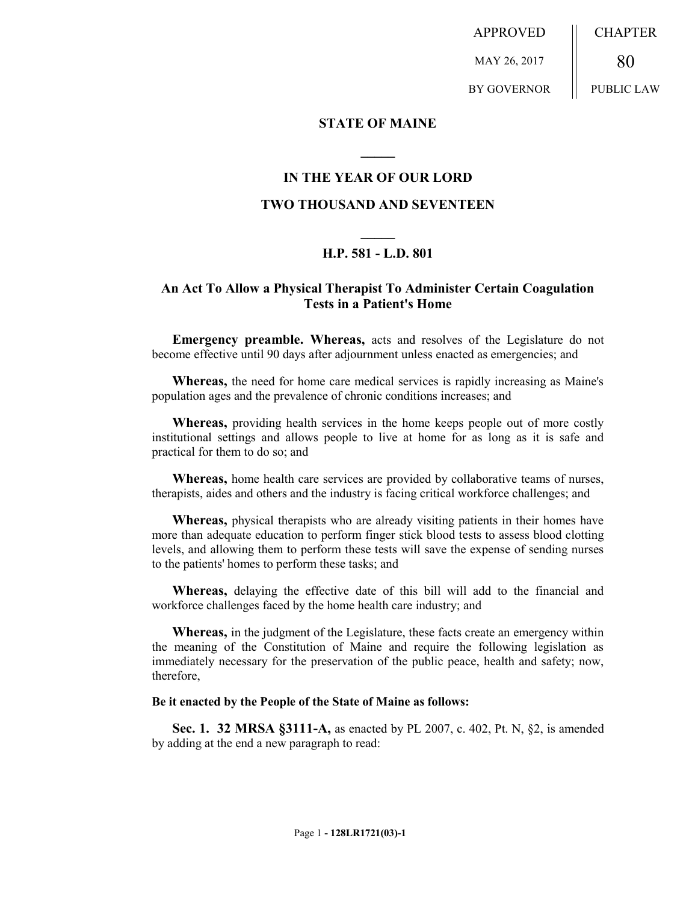APPROVED | CHAPTER
---|---
MAY 26, 2017 | 80
BY GOVERNOR | PUBLIC LAW

# STATE OF MAINE

## IN THE YEAR OF OUR LORD

## TWO THOUSAND AND SEVENTEEN

## H.P. 581 - L.D. 801

## An Act To Allow a Physical Therapist To Administer Certain Coagulation Tests in a Patient's Home

**Emergency preamble. Whereas,** acts and resolves of the Legislature do not become effective until 90 days after adjournment unless enacted as emergencies; and

**Whereas,** the need for home care medical services is rapidly increasing as Maine's population ages and the prevalence of chronic conditions increases; and

**Whereas,** providing health services in the home keeps people out of more costly institutional settings and allows people to live at home for as long as it is safe and practical for them to do so; and

**Whereas,** home health care services are provided by collaborative teams of nurses, therapists, aides and others and the industry is facing critical workforce challenges; and

**Whereas,** physical therapists who are already visiting patients in their homes have more than adequate education to perform finger stick blood tests to assess blood clotting levels, and allowing them to perform these tests will save the expense of sending nurses to the patients' homes to perform these tasks; and

**Whereas,** delaying the effective date of this bill will add to the financial and workforce challenges faced by the home health care industry; and

**Whereas,** in the judgment of the Legislature, these facts create an emergency within the meaning of the Constitution of Maine and require the following legislation as immediately necessary for the preservation of the public peace, health and safety; now, therefore,

**Be it enacted by the People of the State of Maine as follows:**

**Sec. 1. 32 MRSA §3111-A,** as enacted by PL 2007, c. 402, Pt. N, §2, is amended by adding at the end a new paragraph to read: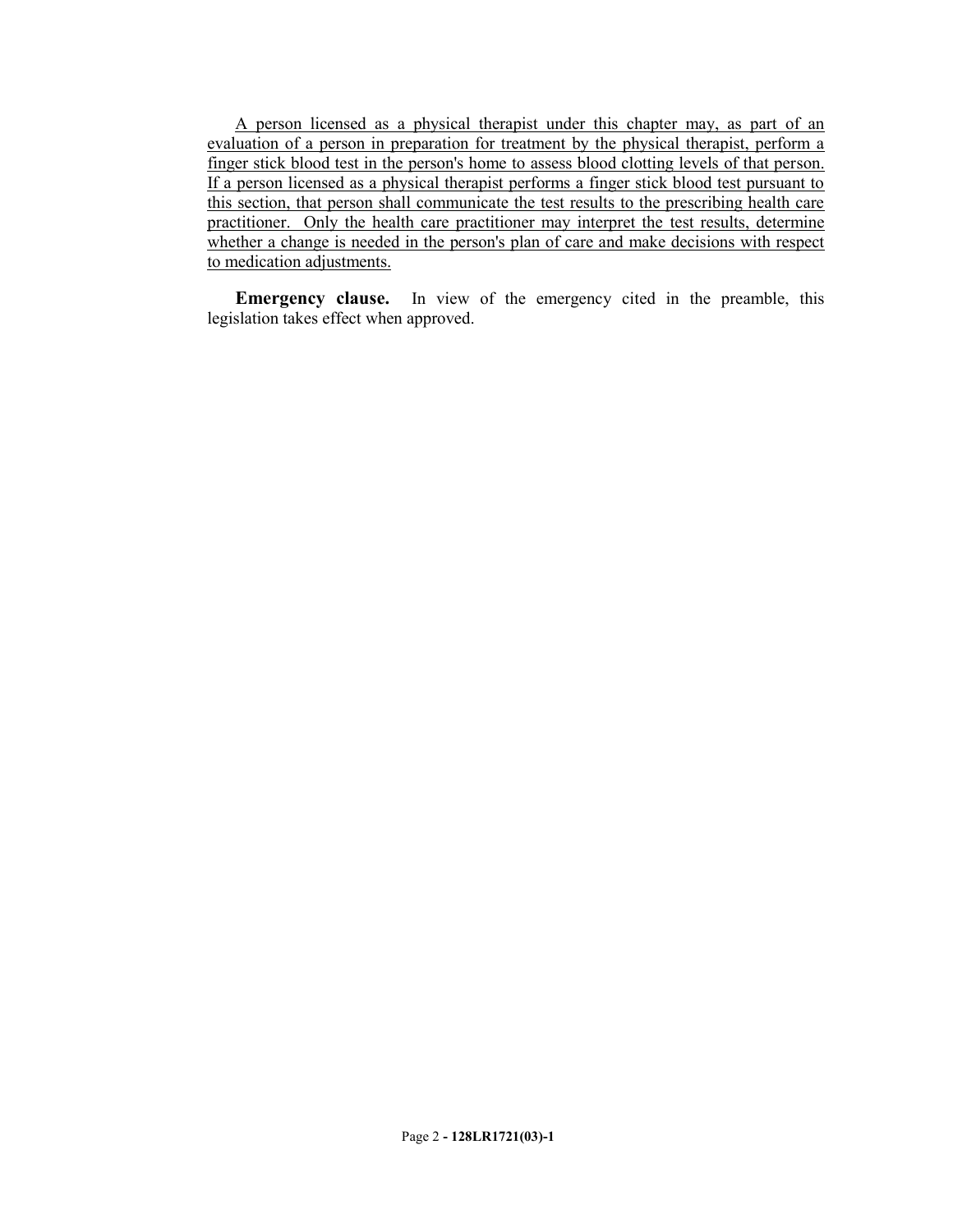A person licensed as a physical therapist under this chapter may, as part of an evaluation of a person in preparation for treatment by the physical therapist, perform a finger stick blood test in the person's home to assess blood clotting levels of that person. If a person licensed as a physical therapist performs a finger stick blood test pursuant to this section, that person shall communicate the test results to the prescribing health care practitioner. Only the health care practitioner may interpret the test results, determine whether a change is needed in the person's plan of care and make decisions with respect to medication adjustments.

**Emergency clause.** In view of the emergency cited in the preamble, this legislation takes effect when approved.